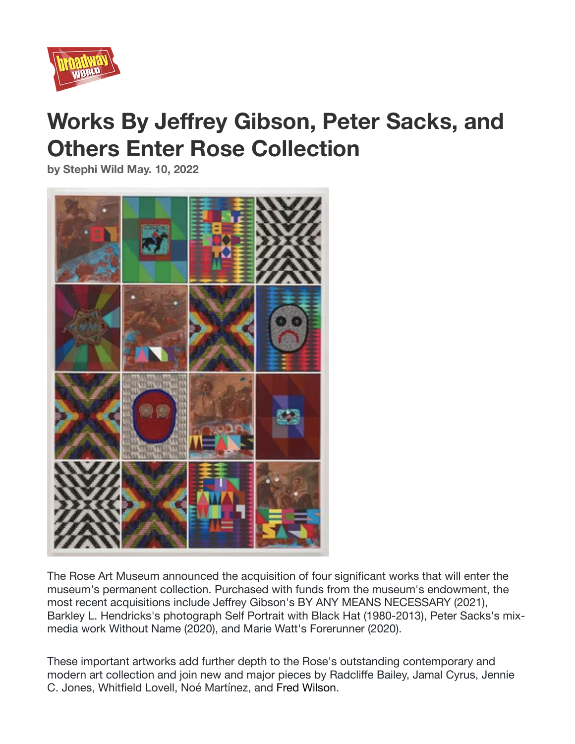# Works By Jeffrey Gibson, Peter Sacks, and Others Enter Rose Collection

**by Stephi Wild May. 10, 2022**

The Rose Art Museum announced the acquisition of four significant works that will enter the museum's permanent collection. Purchased with funds from the museum's endowment, the most recent acquisitions include Jeffrey Gibson's BY ANY MEANS NECESSARY (2021), Barkley L. Hendricks's photograph Self Portrait with Black Hat (1980-2013), Peter Sacks's mix-media work Without Name (2020), and Marie Watt's Forerunner (2020).

These important artworks add further depth to the Rose's outstanding contemporary and modern art collection and join new and major pieces by Radcliffe Bailey, Jamal Cyrus, Jennie C. Jones, Whitfield Lovell, Noé Martínez, and Fred Wilson.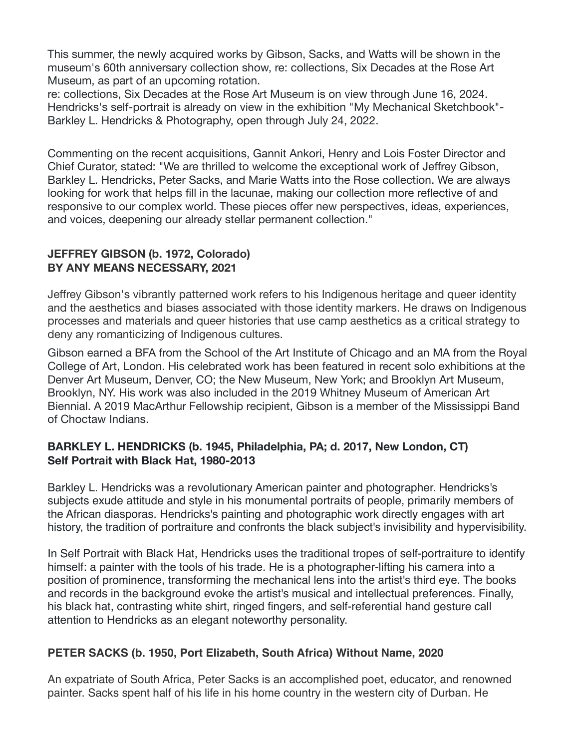This summer, the newly acquired works by Gibson, Sacks, and Watts will be shown in the museum's 60th anniversary collection show, re: collections, Six Decades at the Rose Art Museum, as part of an upcoming rotation.
re: collections, Six Decades at the Rose Art Museum is on view through June 16, 2024. Hendricks's self-portrait is already on view in the exhibition "My Mechanical Sketchbook"- Barkley L. Hendricks & Photography, open through July 24, 2022.

Commenting on the recent acquisitions, Gannit Ankori, Henry and Lois Foster Director and Chief Curator, stated: "We are thrilled to welcome the exceptional work of Jeffrey Gibson, Barkley L. Hendricks, Peter Sacks, and Marie Watts into the Rose collection. We are always looking for work that helps fill in the lacunae, making our collection more reflective of and responsive to our complex world. These pieces offer new perspectives, ideas, experiences, and voices, deepening our already stellar permanent collection."

**JEFFREY GIBSON (b. 1972, Colorado)**
**BY ANY MEANS NECESSARY, 2021**

Jeffrey Gibson's vibrantly patterned work refers to his Indigenous heritage and queer identity and the aesthetics and biases associated with those identity markers. He draws on Indigenous processes and materials and queer histories that use camp aesthetics as a critical strategy to deny any romanticizing of Indigenous cultures.

Gibson earned a BFA from the School of the Art Institute of Chicago and an MA from the Royal College of Art, London. His celebrated work has been featured in recent solo exhibitions at the Denver Art Museum, Denver, CO; the New Museum, New York; and Brooklyn Art Museum, Brooklyn, NY. His work was also included in the 2019 Whitney Museum of American Art Biennial. A 2019 MacArthur Fellowship recipient, Gibson is a member of the Mississippi Band of Choctaw Indians.

**BARKLEY L. HENDRICKS (b. 1945, Philadelphia, PA; d. 2017, New London, CT)**
**Self Portrait with Black Hat, 1980-2013**

Barkley L. Hendricks was a revolutionary American painter and photographer. Hendricks's subjects exude attitude and style in his monumental portraits of people, primarily members of the African diasporas. Hendricks's painting and photographic work directly engages with art history, the tradition of portraiture and confronts the black subject's invisibility and hypervisibility.

In Self Portrait with Black Hat, Hendricks uses the traditional tropes of self-portraiture to identify himself: a painter with the tools of his trade. He is a photographer-lifting his camera into a position of prominence, transforming the mechanical lens into the artist's third eye. The books and records in the background evoke the artist's musical and intellectual preferences. Finally, his black hat, contrasting white shirt, ringed fingers, and self-referential hand gesture call attention to Hendricks as an elegant noteworthy personality.

**PETER SACKS (b. 1950, Port Elizabeth, South Africa) Without Name, 2020**

An expatriate of South Africa, Peter Sacks is an accomplished poet, educator, and renowned painter. Sacks spent half of his life in his home country in the western city of Durban. He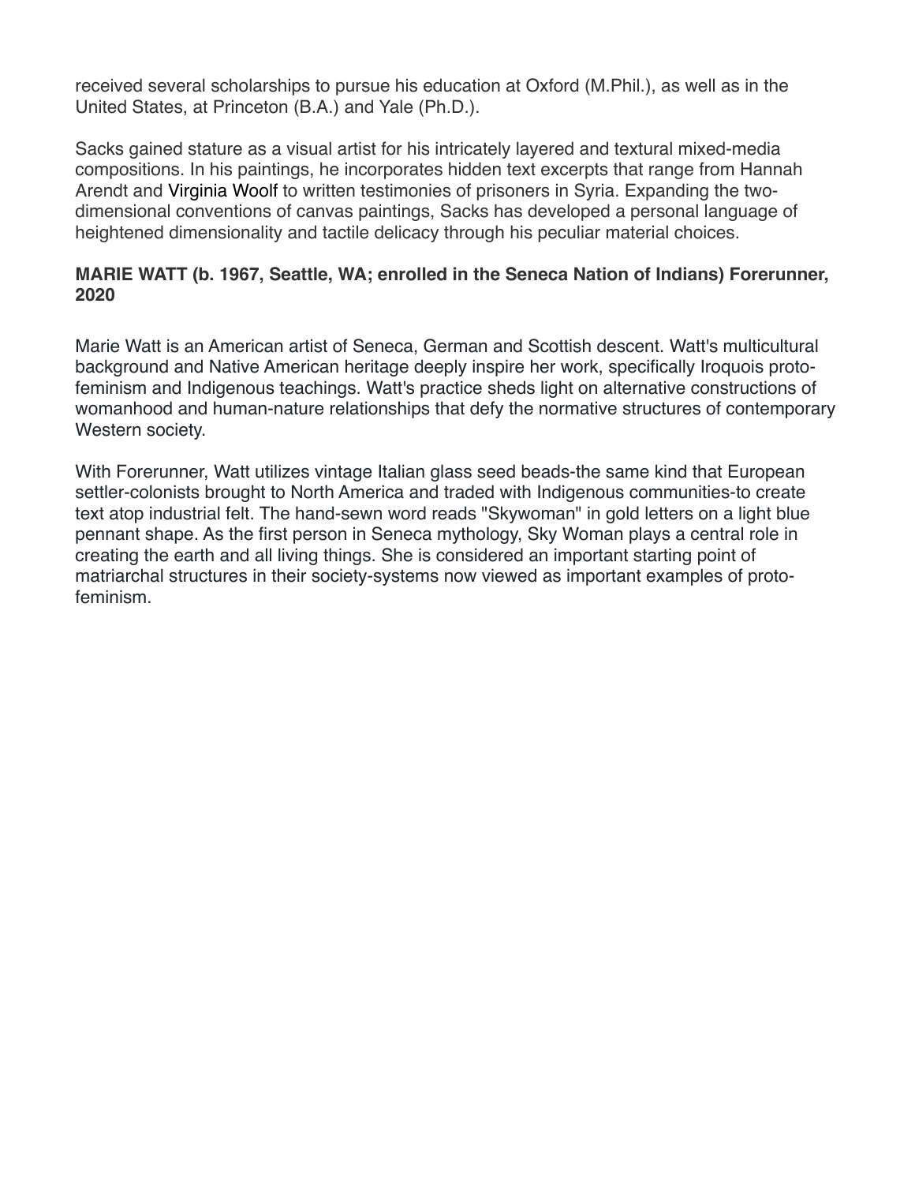received several scholarships to pursue his education at Oxford (M.Phil.), as well as in the United States, at Princeton (B.A.) and Yale (Ph.D.).

Sacks gained stature as a visual artist for his intricately layered and textural mixed-media compositions. In his paintings, he incorporates hidden text excerpts that range from Hannah Arendt and Virginia Woolf to written testimonies of prisoners in Syria. Expanding the two-dimensional conventions of canvas paintings, Sacks has developed a personal language of heightened dimensionality and tactile delicacy through his peculiar material choices.

**MARIE WATT (b. 1967, Seattle, WA; enrolled in the Seneca Nation of Indians) Forerunner, 2020**

Marie Watt is an American artist of Seneca, German and Scottish descent. Watt's multicultural background and Native American heritage deeply inspire her work, specifically Iroquois proto-feminism and Indigenous teachings. Watt's practice sheds light on alternative constructions of womanhood and human-nature relationships that defy the normative structures of contemporary Western society.

With Forerunner, Watt utilizes vintage Italian glass seed beads-the same kind that European settler-colonists brought to North America and traded with Indigenous communities-to create text atop industrial felt. The hand-sewn word reads "Skywoman" in gold letters on a light blue pennant shape. As the first person in Seneca mythology, Sky Woman plays a central role in creating the earth and all living things. She is considered an important starting point of matriarchal structures in their society-systems now viewed as important examples of proto-feminism.